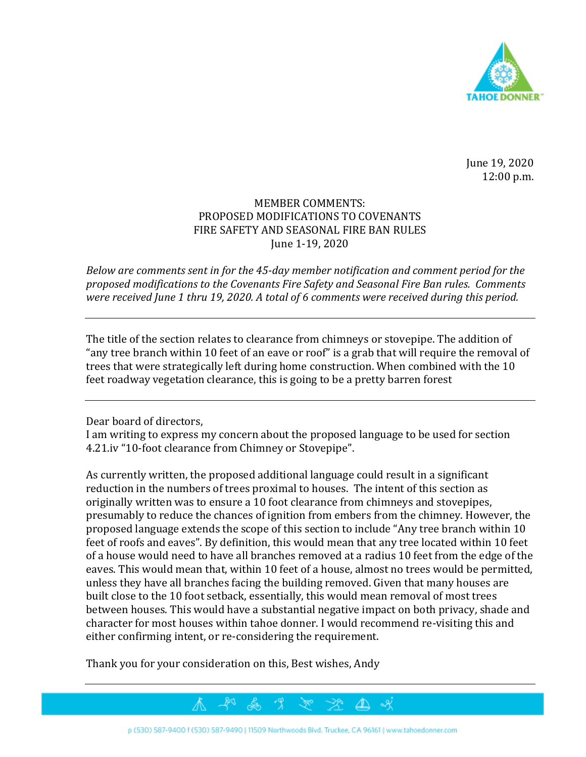June 19, 2020
12:00 p.m.

# MEMBER COMMENTS:
# PROPOSED MODIFICATIONS TO COVENANTS FIRE SAFETY AND SEASONAL FIRE BAN RULES
## June 1-19, 2020

*Below are comments sent in for the 45-day member notification and comment period for the proposed modifications to the Covenants Fire Safety and Seasonal Fire Ban rules. Comments were received June 1 thru 19, 2020. A total of 6 comments were received during this period.*

---

The title of the section relates to clearance from chimneys or stovepipe. The addition of "any tree branch within 10 feet of an eave or roof" is a grab that will require the removal of trees that were strategically left during home construction. When combined with the 10 feet roadway vegetation clearance, this is going to be a pretty barren forest

---

Dear board of directors,
I am writing to express my concern about the proposed language to be used for section 4.21.iv "10-foot clearance from Chimney or Stovepipe".

As currently written, the proposed additional language could result in a significant reduction in the numbers of trees proximal to houses. The intent of this section as originally written was to ensure a 10 foot clearance from chimneys and stovepipes, presumably to reduce the chances of ignition from embers from the chimney. However, the proposed language extends the scope of this section to include "Any tree branch within 10 feet of roofs and eaves". By definition, this would mean that any tree located within 10 feet of a house would need to have all branches removed at a radius 10 feet from the edge of the eaves. This would mean that, within 10 feet of a house, almost no trees would be permitted, unless they have all branches facing the building removed. Given that many houses are built close to the 10 foot setback, essentially, this would mean removal of most trees between houses. This would have a substantial negative impact on both privacy, shade and character for most houses within tahoe donner. I would recommend re-visiting this and either confirming intent, or re-considering the requirement.

Thank you for your consideration on this, Best wishes, Andy

---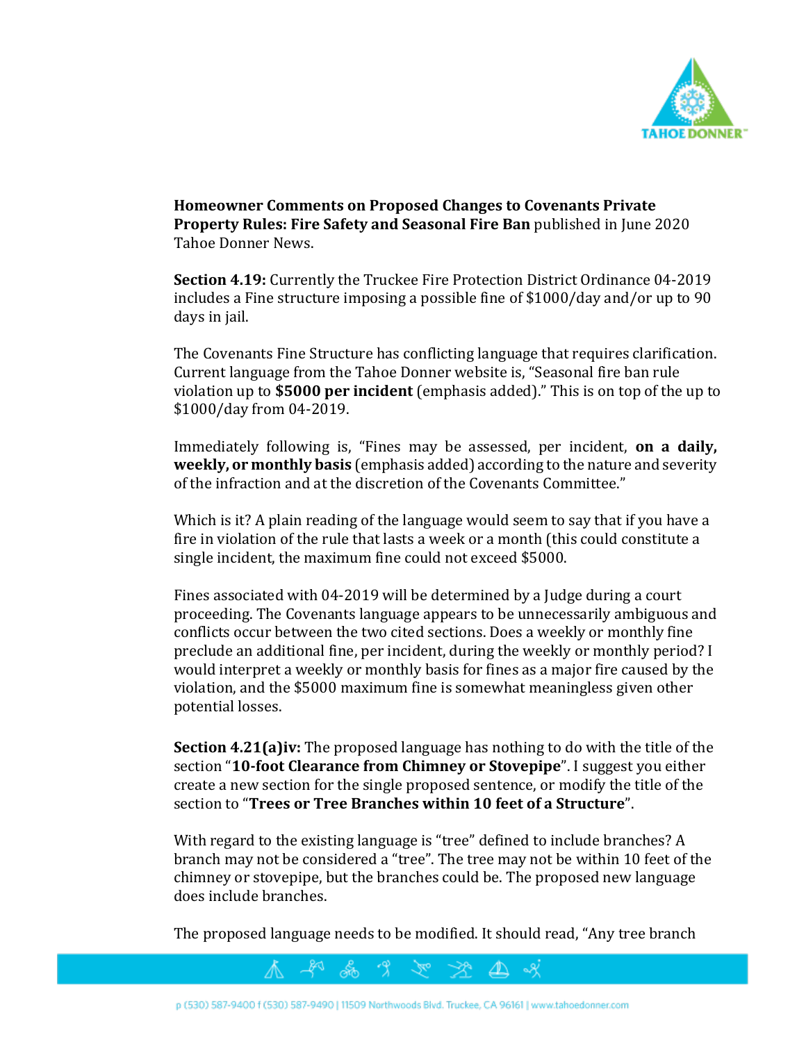**Homeowner Comments on Proposed Changes to Covenants Private Property Rules: Fire Safety and Seasonal Fire Ban** published in June 2020 Tahoe Donner News.

**Section 4.19:** Currently the Truckee Fire Protection District Ordinance 04-2019 includes a Fine structure imposing a possible fine of $1000/day and/or up to 90 days in jail.

The Covenants Fine Structure has conflicting language that requires clarification. Current language from the Tahoe Donner website is, "Seasonal fire ban rule violation up to **$5000 per incident** (emphasis added)." This is on top of the up to $1000/day from 04-2019.

Immediately following is, "Fines may be assessed, per incident, **on a daily, weekly, or monthly basis** (emphasis added) according to the nature and severity of the infraction and at the discretion of the Covenants Committee."

Which is it? A plain reading of the language would seem to say that if you have a fire in violation of the rule that lasts a week or a month (this could constitute a single incident, the maximum fine could not exceed $5000.

Fines associated with 04-2019 will be determined by a Judge during a court proceeding. The Covenants language appears to be unnecessarily ambiguous and conflicts occur between the two cited sections. Does a weekly or monthly fine preclude an additional fine, per incident, during the weekly or monthly period? I would interpret a weekly or monthly basis for fines as a major fire caused by the violation, and the $5000 maximum fine is somewhat meaningless given other potential losses.

**Section 4.21(a)iv:** The proposed language has nothing to do with the title of the section "**10-foot Clearance from Chimney or Stovepipe**". I suggest you either create a new section for the single proposed sentence, or modify the title of the section to "**Trees or Tree Branches within 10 feet of a Structure**".

With regard to the existing language is "tree" defined to include branches? A branch may not be considered a "tree". The tree may not be within 10 feet of the chimney or stovepipe, but the branches could be. The proposed new language does include branches.

The proposed language needs to be modified. It should read, "Any tree branch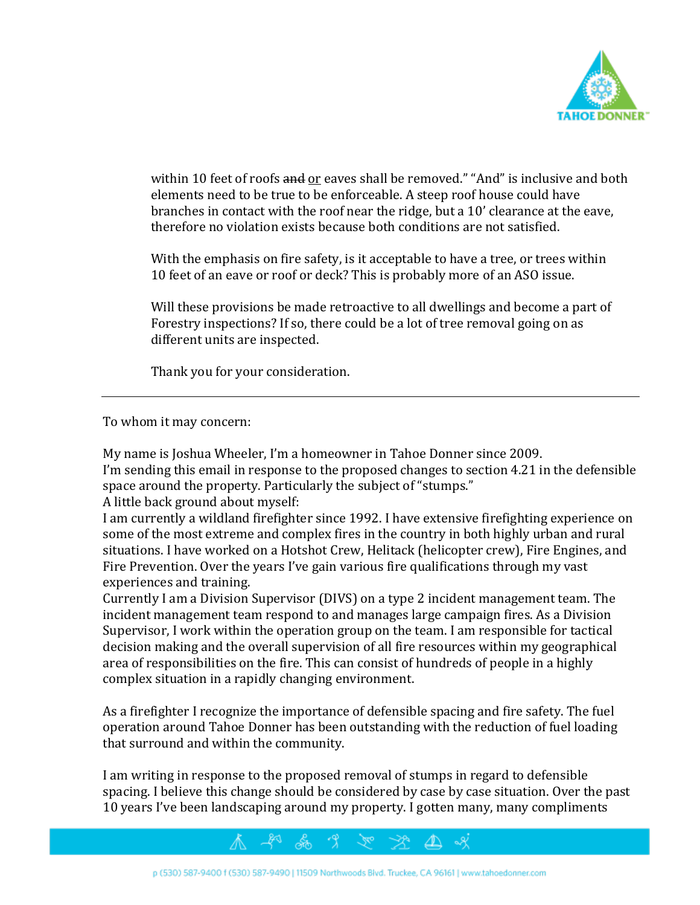within 10 feet of roofs ~~and~~ <u>or</u> eaves shall be removed." "And" is inclusive and both elements need to be true to be enforceable. A steep roof house could have branches in contact with the roof near the ridge, but a 10' clearance at the eave, therefore no violation exists because both conditions are not satisfied.

With the emphasis on fire safety, is it acceptable to have a tree, or trees within 10 feet of an eave or roof or deck? This is probably more of an ASO issue.

Will these provisions be made retroactive to all dwellings and become a part of Forestry inspections? If so, there could be a lot of tree removal going on as different units are inspected.

Thank you for your consideration.

---

To whom it may concern:

My name is Joshua Wheeler, I'm a homeowner in Tahoe Donner since 2009.
I'm sending this email in response to the proposed changes to section 4.21 in the defensible space around the property. Particularly the subject of "stumps."
A little back ground about myself:
I am currently a wildland firefighter since 1992. I have extensive firefighting experience on some of the most extreme and complex fires in the country in both highly urban and rural situations. I have worked on a Hotshot Crew, Helitack (helicopter crew), Fire Engines, and Fire Prevention. Over the years I've gain various fire qualifications through my vast experiences and training.
Currently I am a Division Supervisor (DIVS) on a type 2 incident management team. The incident management team respond to and manages large campaign fires. As a Division Supervisor, I work within the operation group on the team. I am responsible for tactical decision making and the overall supervision of all fire resources within my geographical area of responsibilities on the fire. This can consist of hundreds of people in a highly complex situation in a rapidly changing environment.

As a firefighter I recognize the importance of defensible spacing and fire safety. The fuel operation around Tahoe Donner has been outstanding with the reduction of fuel loading that surround and within the community.

I am writing in response to the proposed removal of stumps in regard to defensible spacing. I believe this change should be considered by case by case situation. Over the past 10 years I've been landscaping around my property. I gotten many, many compliments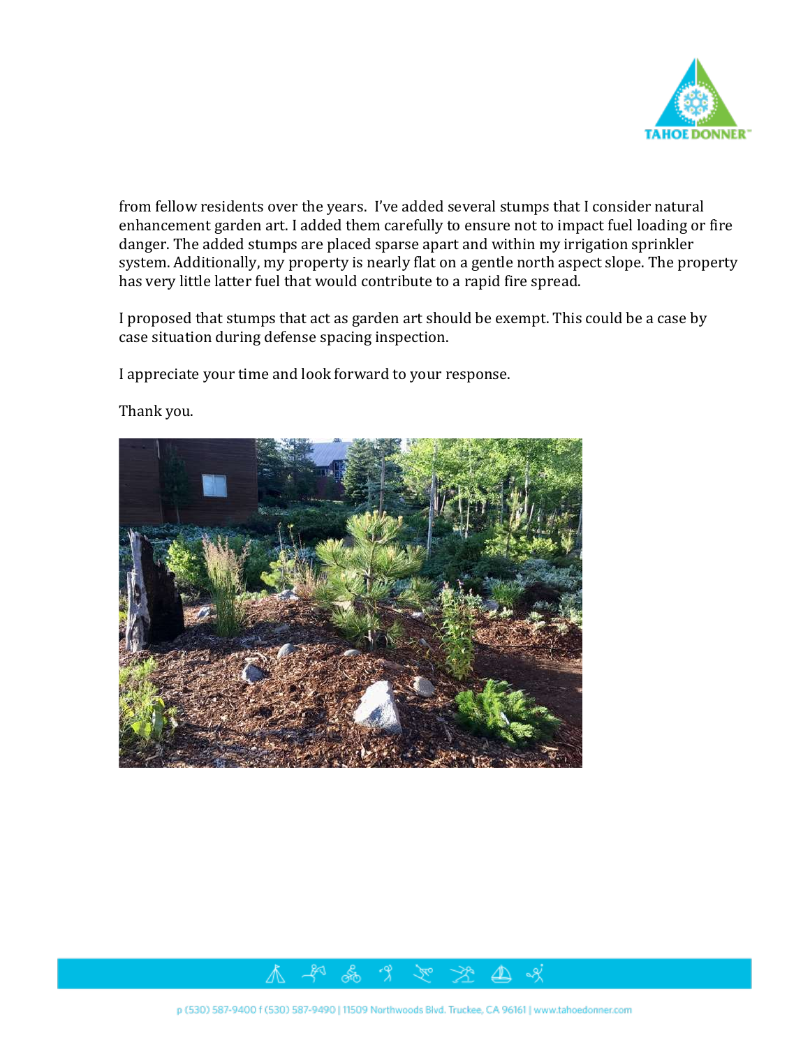from fellow residents over the years. I've added several stumps that I consider natural enhancement garden art. I added them carefully to ensure not to impact fuel loading or fire danger. The added stumps are placed sparse apart and within my irrigation sprinkler system. Additionally, my property is nearly flat on a gentle north aspect slope. The property has very little latter fuel that would contribute to a rapid fire spread.

I proposed that stumps that act as garden art should be exempt. This could be a case by case situation during defense spacing inspection.

I appreciate your time and look forward to your response.

Thank you.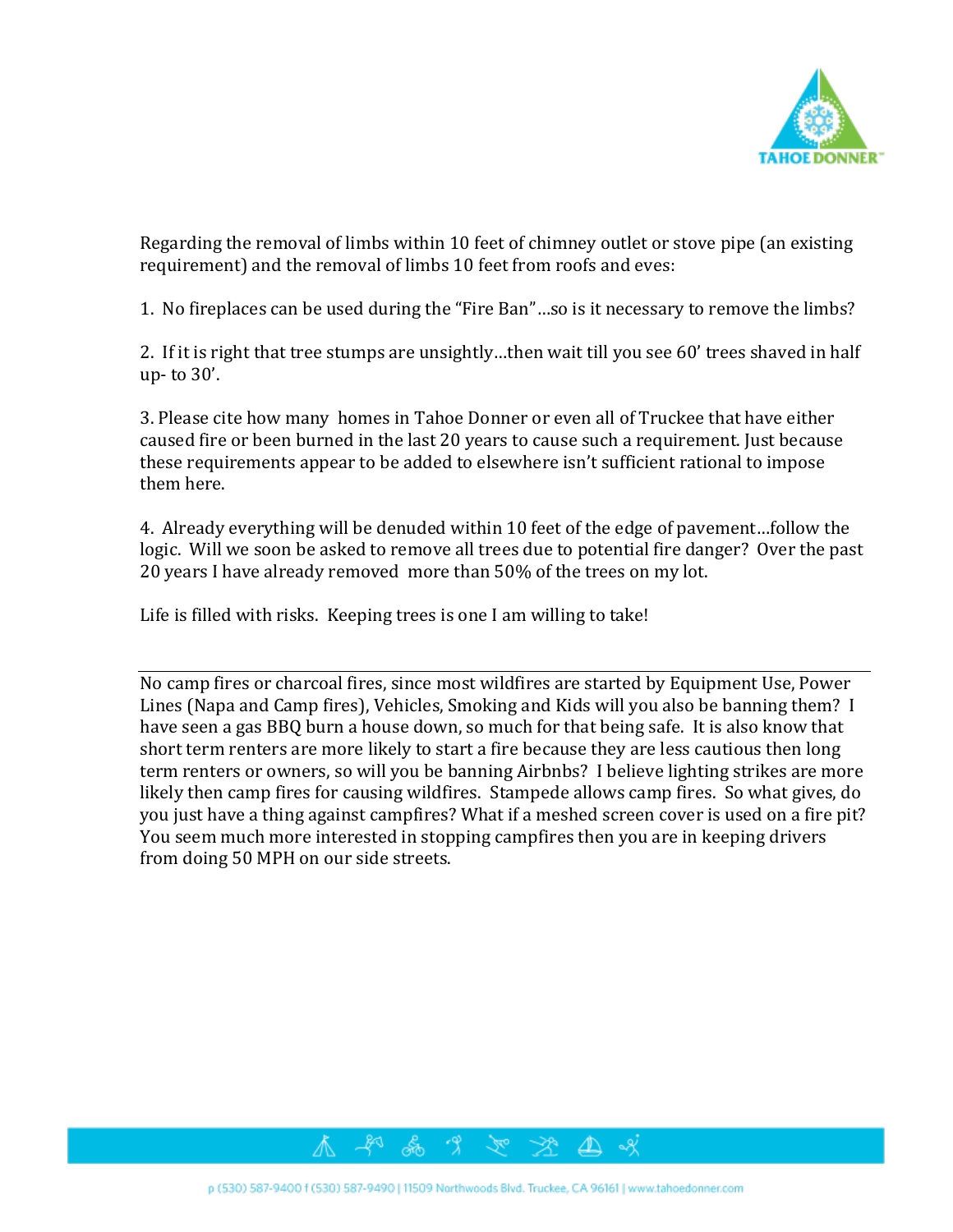Regarding the removal of limbs within 10 feet of chimney outlet or stove pipe (an existing requirement) and the removal of limbs 10 feet from roofs and eves:

1. No fireplaces can be used during the "Fire Ban"…so is it necessary to remove the limbs?

2. If it is right that tree stumps are unsightly…then wait till you see 60' trees shaved in half up- to 30'.

3. Please cite how many homes in Tahoe Donner or even all of Truckee that have either caused fire or been burned in the last 20 years to cause such a requirement. Just because these requirements appear to be added to elsewhere isn't sufficient rational to impose them here.

4. Already everything will be denuded within 10 feet of the edge of pavement…follow the logic. Will we soon be asked to remove all trees due to potential fire danger? Over the past 20 years I have already removed more than 50% of the trees on my lot.

Life is filled with risks. Keeping trees is one I am willing to take!

---

No camp fires or charcoal fires, since most wildfires are started by Equipment Use, Power Lines (Napa and Camp fires), Vehicles, Smoking and Kids will you also be banning them? I have seen a gas BBQ burn a house down, so much for that being safe. It is also know that short term renters are more likely to start a fire because they are less cautious then long term renters or owners, so will you be banning Airbnbs? I believe lighting strikes are more likely then camp fires for causing wildfires. Stampede allows camp fires. So what gives, do you just have a thing against campfires? What if a meshed screen cover is used on a fire pit? You seem much more interested in stopping campfires then you are in keeping drivers from doing 50 MPH on our side streets.